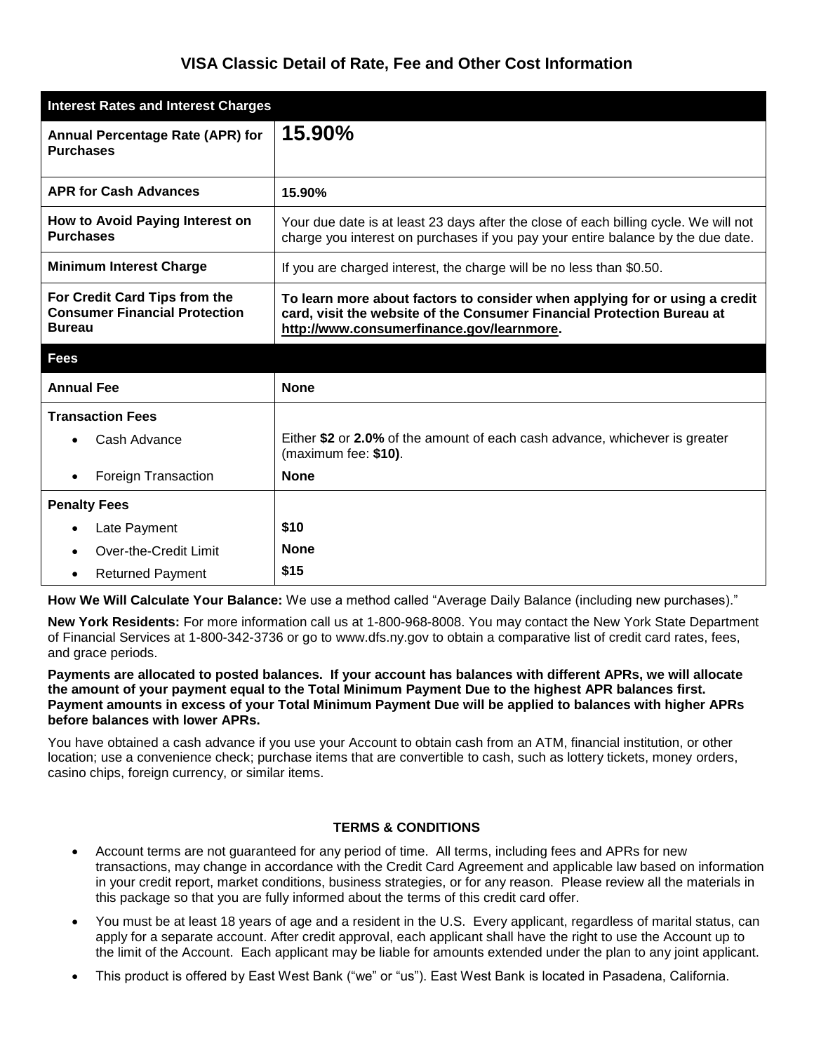# VISA Classic Detail of Rate, Fee and Other Cost Information

| Interest Rates and Interest Charges | |
|---|---|
| **Annual Percentage Rate (APR) for Purchases** | **15.90%** |
| **APR for Cash Advances** | **15.90%** |
| **How to Avoid Paying Interest on Purchases** | Your due date is at least 23 days after the close of each billing cycle. We will not charge you interest on purchases if you pay your entire balance by the due date. |
| **Minimum Interest Charge** | If you are charged interest, the charge will be no less than $0.50. |
| **For Credit Card Tips from the Consumer Financial Protection Bureau** | **To learn more about factors to consider when applying for or using a credit card, visit the website of the Consumer Financial Protection Bureau at http://www.consumerfinance.gov/learnmore.** |
| **Fees** | |
| **Annual Fee** | **None** |
| **Transaction Fees** | |
| • Cash Advance | Either **$2** or **2.0%** of the amount of each cash advance, whichever is greater (maximum fee: **$10)**. |
| • Foreign Transaction | **None** |
| **Penalty Fees** | |
| • Late Payment | **$10** |
| • Over-the-Credit Limit | **None** |
| • Returned Payment | **$15** |

**How We Will Calculate Your Balance:** We use a method called "Average Daily Balance (including new purchases)."

**New York Residents:** For more information call us at 1-800-968-8008. You may contact the New York State Department of Financial Services at 1-800-342-3736 or go to www.dfs.ny.gov to obtain a comparative list of credit card rates, fees, and grace periods.

**Payments are allocated to posted balances. If your account has balances with different APRs, we will allocate the amount of your payment equal to the Total Minimum Payment Due to the highest APR balances first. Payment amounts in excess of your Total Minimum Payment Due will be applied to balances with higher APRs before balances with lower APRs.**

You have obtained a cash advance if you use your Account to obtain cash from an ATM, financial institution, or other location; use a convenience check; purchase items that are convertible to cash, such as lottery tickets, money orders, casino chips, foreign currency, or similar items.

**TERMS & CONDITIONS**

- Account terms are not guaranteed for any period of time. All terms, including fees and APRs for new transactions, may change in accordance with the Credit Card Agreement and applicable law based on information in your credit report, market conditions, business strategies, or for any reason. Please review all the materials in this package so that you are fully informed about the terms of this credit card offer.
- You must be at least 18 years of age and a resident in the U.S. Every applicant, regardless of marital status, can apply for a separate account. After credit approval, each applicant shall have the right to use the Account up to the limit of the Account. Each applicant may be liable for amounts extended under the plan to any joint applicant.
- This product is offered by East West Bank ("we" or "us"). East West Bank is located in Pasadena, California.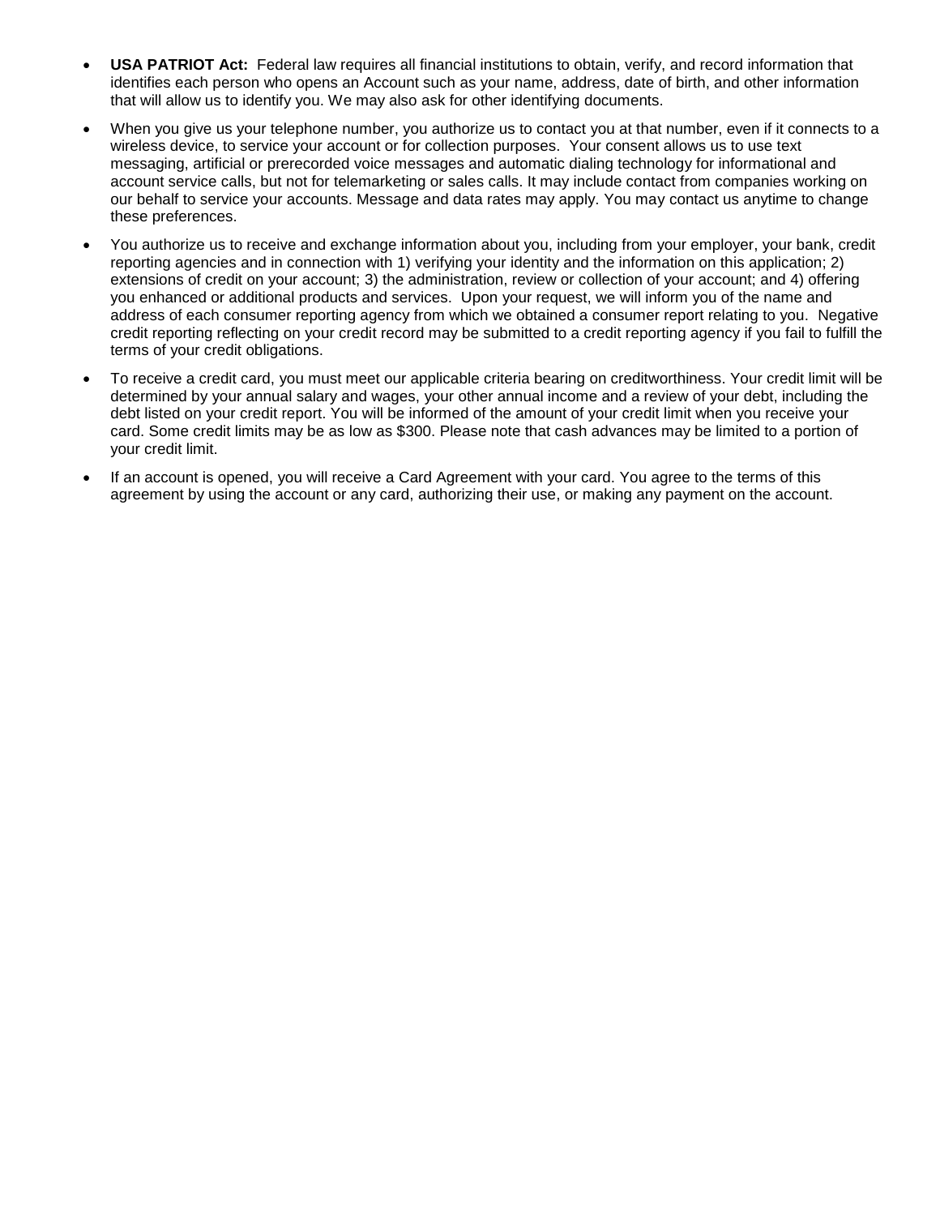- **USA PATRIOT Act:** Federal law requires all financial institutions to obtain, verify, and record information that identifies each person who opens an Account such as your name, address, date of birth, and other information that will allow us to identify you. We may also ask for other identifying documents.
- When you give us your telephone number, you authorize us to contact you at that number, even if it connects to a wireless device, to service your account or for collection purposes. Your consent allows us to use text messaging, artificial or prerecorded voice messages and automatic dialing technology for informational and account service calls, but not for telemarketing or sales calls. It may include contact from companies working on our behalf to service your accounts. Message and data rates may apply. You may contact us anytime to change these preferences.
- You authorize us to receive and exchange information about you, including from your employer, your bank, credit reporting agencies and in connection with 1) verifying your identity and the information on this application; 2) extensions of credit on your account; 3) the administration, review or collection of your account; and 4) offering you enhanced or additional products and services. Upon your request, we will inform you of the name and address of each consumer reporting agency from which we obtained a consumer report relating to you. Negative credit reporting reflecting on your credit record may be submitted to a credit reporting agency if you fail to fulfill the terms of your credit obligations.
- To receive a credit card, you must meet our applicable criteria bearing on creditworthiness. Your credit limit will be determined by your annual salary and wages, your other annual income and a review of your debt, including the debt listed on your credit report. You will be informed of the amount of your credit limit when you receive your card. Some credit limits may be as low as $300. Please note that cash advances may be limited to a portion of your credit limit.
- If an account is opened, you will receive a Card Agreement with your card. You agree to the terms of this agreement by using the account or any card, authorizing their use, or making any payment on the account.